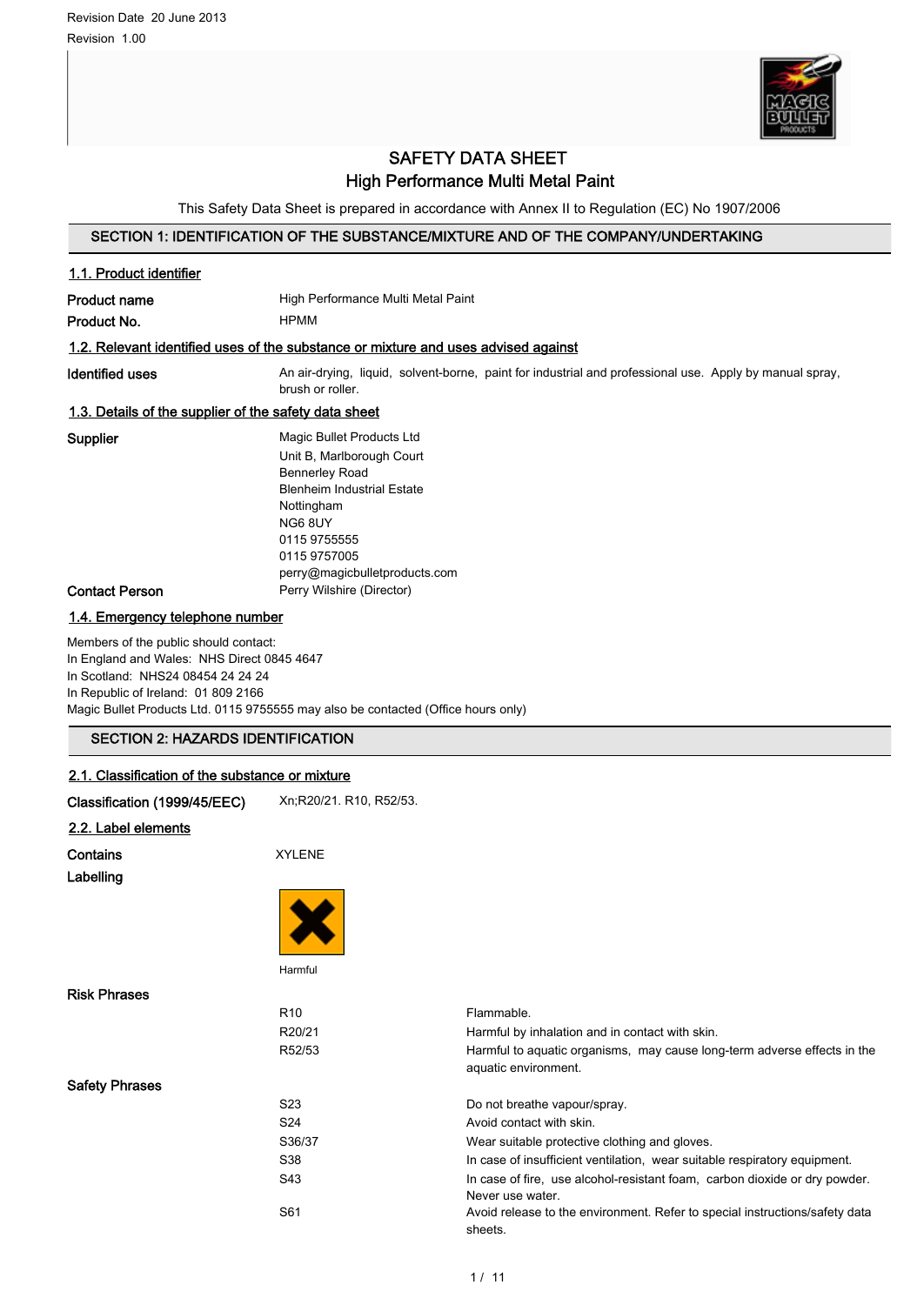Revision Date 20 June 2013

Revision 1.00

# SAFETY DATA SHEET

# High Performance Multi Metal Paint

This Safety Data Sheet is prepared in accordance with Annex II to Regulation (EC) No 1907/2006

## SECTION 1: IDENTIFICATION OF THE SUBSTANCE/MIXTURE AND OF THE COMPANY/UNDERTAKING

### 1.1. Product identifier

**Product name** High Performance Multi Metal Paint

**Product No.** HPMM

### 1.2. Relevant identified uses of the substance or mixture and uses advised against

**Identified uses** An air-drying, liquid, solvent-borne, paint for industrial and professional use. Apply by manual spray, brush or roller.

### 1.3. Details of the supplier of the safety data sheet

**Supplier**

Magic Bullet Products Ltd
Unit B, Marlborough Court
Bennerley Road
Blenheim Industrial Estate
Nottingham
NG6 8UY
0115 9755555
0115 9757005
perry@magicbulletproducts.com

**Contact Person** Perry Wilshire (Director)

### 1.4. Emergency telephone number

Members of the public should contact:
In England and Wales: NHS Direct 0845 4647
In Scotland: NHS24 08454 24 24 24
In Republic of Ireland: 01 809 2166
Magic Bullet Products Ltd. 0115 9755555 may also be contacted (Office hours only)

## SECTION 2: HAZARDS IDENTIFICATION

### 2.1. Classification of the substance or mixture

**Classification (1999/45/EEC)** Xn;R20/21. R10, R52/53.

### 2.2. Label elements

**Contains** XYLENE

**Labelling**

Harmful

**Risk Phrases**

| | |
|---|---|
| R10 | Flammable. |
| R20/21 | Harmful by inhalation and in contact with skin. |
| R52/53 | Harmful to aquatic organisms, may cause long-term adverse effects in the aquatic environment. |

**Safety Phrases**

| | |
|---|---|
| S23 | Do not breathe vapour/spray. |
| S24 | Avoid contact with skin. |
| S36/37 | Wear suitable protective clothing and gloves. |
| S38 | In case of insufficient ventilation, wear suitable respiratory equipment. |
| S43 | In case of fire, use alcohol-resistant foam, carbon dioxide or dry powder. Never use water. |
| S61 | Avoid release to the environment. Refer to special instructions/safety data sheets. |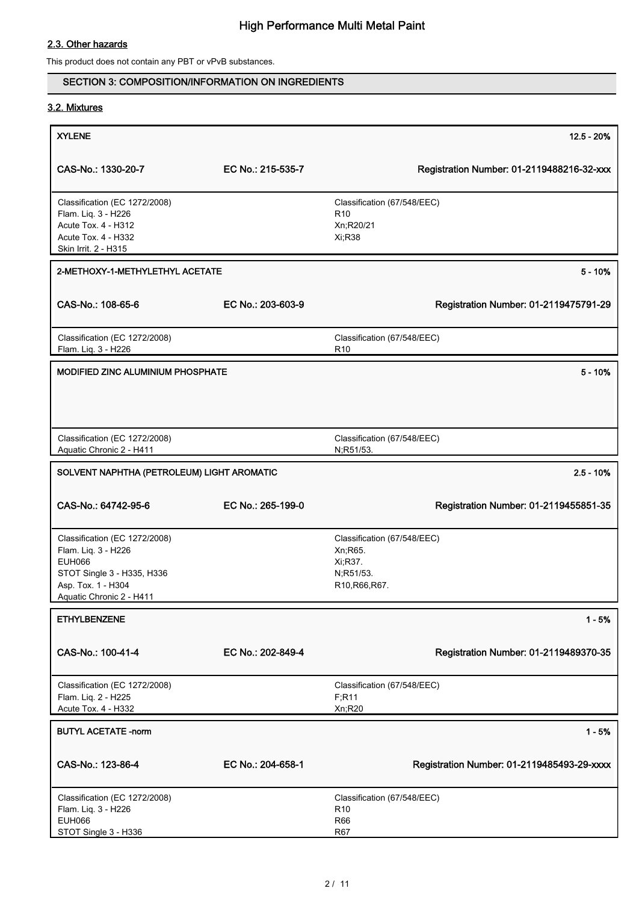## 2.3. Other hazards

This product does not contain any PBT or vPvB substances.

## SECTION 3: COMPOSITION/INFORMATION ON INGREDIENTS

### 3.2. Mixtures

| XYLENE | | 12.5 - 20% |
|---|---|---|
| CAS-No.: 1330-20-7 | EC No.: 215-535-7 | Registration Number: 01-2119488216-32-xxx |
| Classification (EC 1272/2008)<br>Flam. Liq. 3 - H226<br>Acute Tox. 4 - H312<br>Acute Tox. 4 - H332<br>Skin Irrit. 2 - H315 | | Classification (67/548/EEC)<br>R10<br>Xn;R20/21<br>Xi;R38 |

| 2-METHOXY-1-METHYLETHYL ACETATE | | 5 - 10% |
|---|---|---|
| CAS-No.: 108-65-6 | EC No.: 203-603-9 | Registration Number: 01-2119475791-29 |
| Classification (EC 1272/2008)<br>Flam. Liq. 3 - H226 | | Classification (67/548/EEC)<br>R10 |

| MODIFIED ZINC ALUMINIUM PHOSPHATE | | 5 - 10% |
|---|---|---|
| Classification (EC 1272/2008)<br>Aquatic Chronic 2 - H411 | | Classification (67/548/EEC)<br>N;R51/53. |

| SOLVENT NAPHTHA (PETROLEUM) LIGHT AROMATIC | | 2.5 - 10% |
|---|---|---|
| CAS-No.: 64742-95-6 | EC No.: 265-199-0 | Registration Number: 01-2119455851-35 |
| Classification (EC 1272/2008)<br>Flam. Liq. 3 - H226<br>EUH066<br>STOT Single 3 - H335, H336<br>Asp. Tox. 1 - H304<br>Aquatic Chronic 2 - H411 | | Classification (67/548/EEC)<br>Xn;R65.<br>Xi;R37.<br>N;R51/53.<br>R10,R66,R67. |

| ETHYLBENZENE | | 1 - 5% |
|---|---|---|
| CAS-No.: 100-41-4 | EC No.: 202-849-4 | Registration Number: 01-2119489370-35 |
| Classification (EC 1272/2008)<br>Flam. Liq. 2 - H225<br>Acute Tox. 4 - H332 | | Classification (67/548/EEC)<br>F;R11<br>Xn;R20 |

| BUTYL ACETATE -norm | | 1 - 5% |
|---|---|---|
| CAS-No.: 123-86-4 | EC No.: 204-658-1 | Registration Number: 01-2119485493-29-xxxx |
| Classification (EC 1272/2008)<br>Flam. Liq. 3 - H226<br>EUH066<br>STOT Single 3 - H336 | | Classification (67/548/EEC)<br>R10<br>R66<br>R67 |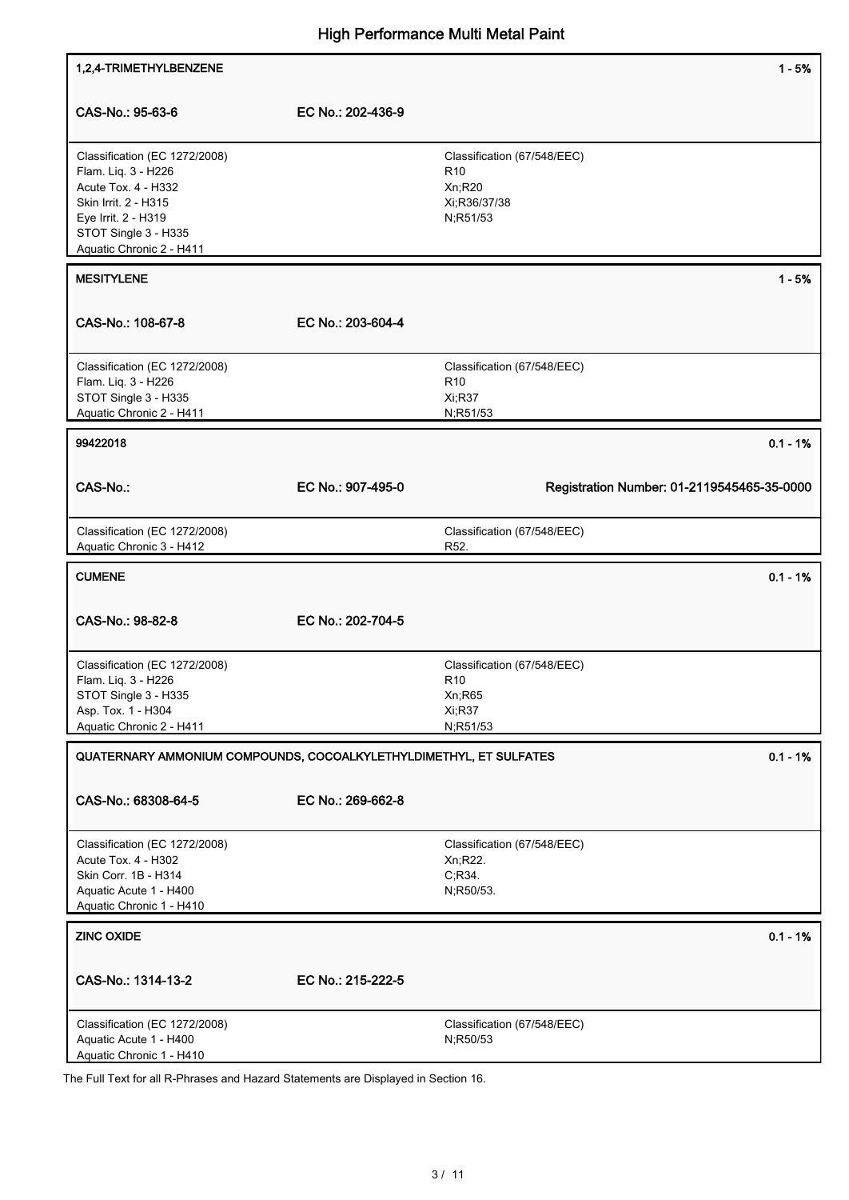**1,2,4-TRIMETHYLBENZENE** 1 - 5%

| CAS-No.: 95-63-6 | EC No.: 202-436-9 |
|---|---|

| Classification (EC 1272/2008) | Classification (67/548/EEC) |
|---|---|
| Flam. Liq. 3 - H226 | R10 |
| Acute Tox. 4 - H332 | Xn;R20 |
| Skin Irrit. 2 - H315 | Xi;R36/37/38 |
| Eye Irrit. 2 - H319 | N;R51/53 |
| STOT Single 3 - H335 | |
| Aquatic Chronic 2 - H411 | |

**MESITYLENE** 1 - 5%

| CAS-No.: 108-67-8 | EC No.: 203-604-4 |
|---|---|

| Classification (EC 1272/2008) | Classification (67/548/EEC) |
|---|---|
| Flam. Liq. 3 - H226 | R10 |
| STOT Single 3 - H335 | Xi;R37 |
| Aquatic Chronic 2 - H411 | N;R51/53 |

**99422018** 0.1 - 1%

| CAS-No.: | EC No.: 907-495-0 | Registration Number: 01-2119545465-35-0000 |
|---|---|---|

| Classification (EC 1272/2008) | Classification (67/548/EEC) |
|---|---|
| Aquatic Chronic 3 - H412 | R52. |

**CUMENE** 0.1 - 1%

| CAS-No.: 98-82-8 | EC No.: 202-704-5 |
|---|---|

| Classification (EC 1272/2008) | Classification (67/548/EEC) |
|---|---|
| Flam. Liq. 3 - H226 | R10 |
| STOT Single 3 - H335 | Xn;R65 |
| Asp. Tox. 1 - H304 | Xi;R37 |
| Aquatic Chronic 2 - H411 | N;R51/53 |

**QUATERNARY AMMONIUM COMPOUNDS, COCOALKYLETHYLDIMETHYL, ET SULFATES** 0.1 - 1%

| CAS-No.: 68308-64-5 | EC No.: 269-662-8 |
|---|---|

| Classification (EC 1272/2008) | Classification (67/548/EEC) |
|---|---|
| Acute Tox. 4 - H302 | Xn;R22. |
| Skin Corr. 1B - H314 | C;R34. |
| Aquatic Acute 1 - H400 | N;R50/53. |
| Aquatic Chronic 1 - H410 | |

**ZINC OXIDE** 0.1 - 1%

| CAS-No.: 1314-13-2 | EC No.: 215-222-5 |
|---|---|

| Classification (EC 1272/2008) | Classification (67/548/EEC) |
|---|---|
| Aquatic Acute 1 - H400 | N;R50/53 |
| Aquatic Chronic 1 - H410 | |

The Full Text for all R-Phrases and Hazard Statements are Displayed in Section 16.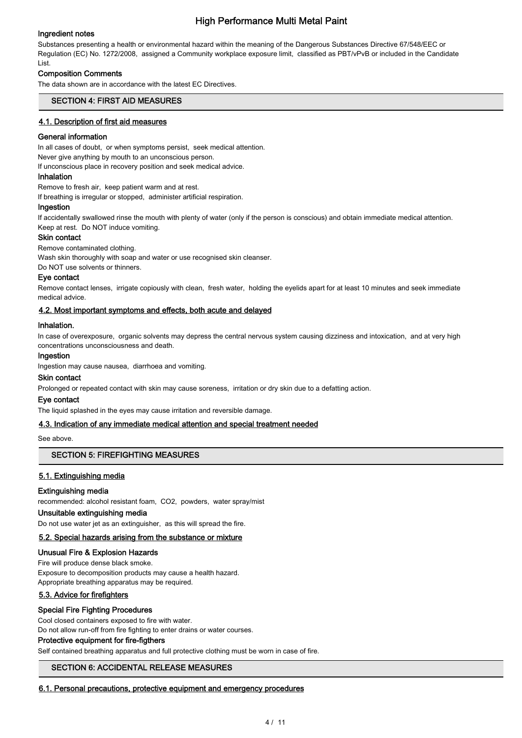### Ingredient notes

Substances presenting a health or environmental hazard within the meaning of the Dangerous Substances Directive 67/548/EEC or Regulation (EC) No. 1272/2008, assigned a Community workplace exposure limit, classified as PBT/vPvB or included in the Candidate List.

### Composition Comments

The data shown are in accordance with the latest EC Directives.

## SECTION 4: FIRST AID MEASURES

### 4.1. Description of first aid measures

#### General information

In all cases of doubt, or when symptoms persist, seek medical attention.
Never give anything by mouth to an unconscious person.
If unconscious place in recovery position and seek medical advice.

#### Inhalation

Remove to fresh air, keep patient warm and at rest.
If breathing is irregular or stopped, administer artificial respiration.

#### Ingestion

If accidentally swallowed rinse the mouth with plenty of water (only if the person is conscious) and obtain immediate medical attention.
Keep at rest. Do NOT induce vomiting.

#### Skin contact

Remove contaminated clothing.
Wash skin thoroughly with soap and water or use recognised skin cleanser.
Do NOT use solvents or thinners.

#### Eye contact

Remove contact lenses, irrigate copiously with clean, fresh water, holding the eyelids apart for at least 10 minutes and seek immediate medical advice.

### 4.2. Most important symptoms and effects, both acute and delayed

#### Inhalation.

In case of overexposure, organic solvents may depress the central nervous system causing dizziness and intoxication, and at very high concentrations unconsciousness and death.

#### Ingestion

Ingestion may cause nausea, diarrhoea and vomiting.

#### Skin contact

Prolonged or repeated contact with skin may cause soreness, irritation or dry skin due to a defatting action.

#### Eye contact

The liquid splashed in the eyes may cause irritation and reversible damage.

### 4.3. Indication of any immediate medical attention and special treatment needed

See above.

## SECTION 5: FIREFIGHTING MEASURES

### 5.1. Extinguishing media

#### Extinguishing media

recommended: alcohol resistant foam, CO2, powders, water spray/mist

#### Unsuitable extinguishing media

Do not use water jet as an extinguisher, as this will spread the fire.

### 5.2. Special hazards arising from the substance or mixture

#### Unusual Fire & Explosion Hazards

Fire will produce dense black smoke.
Exposure to decomposition products may cause a health hazard.
Appropriate breathing apparatus may be required.

### 5.3. Advice for firefighters

#### Special Fire Fighting Procedures

Cool closed containers exposed to fire with water.
Do not allow run-off from fire fighting to enter drains or water courses.

#### Protective equipment for fire-figthers

Self contained breathing apparatus and full protective clothing must be worn in case of fire.

## SECTION 6: ACCIDENTAL RELEASE MEASURES

### 6.1. Personal precautions, protective equipment and emergency procedures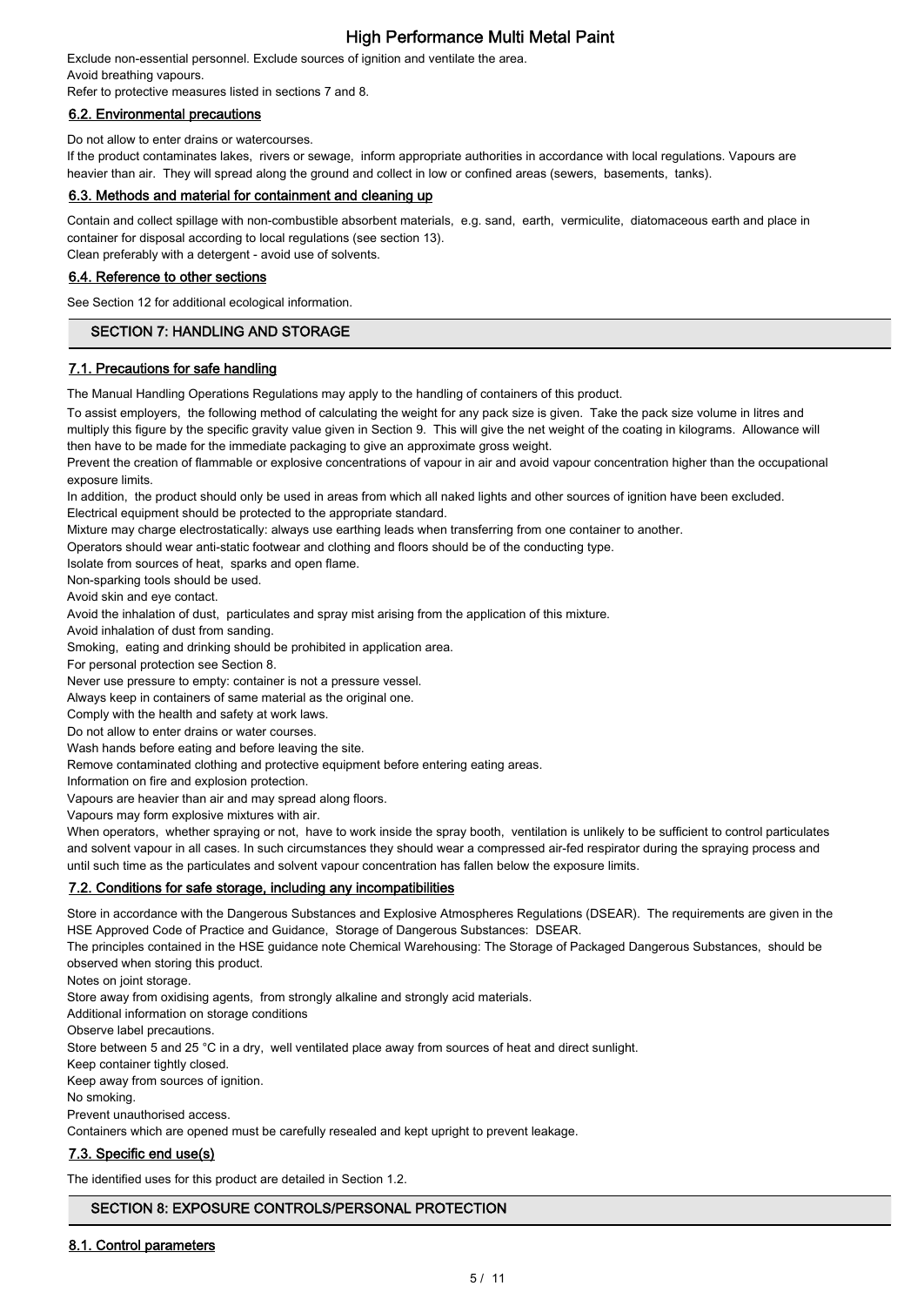Exclude non-essential personnel. Exclude sources of ignition and ventilate the area.
Avoid breathing vapours.
Refer to protective measures listed in sections 7 and 8.

### 6.2. Environmental precautions

Do not allow to enter drains or watercourses.
If the product contaminates lakes, rivers or sewage, inform appropriate authorities in accordance with local regulations. Vapours are heavier than air. They will spread along the ground and collect in low or confined areas (sewers, basements, tanks).

### 6.3. Methods and material for containment and cleaning up

Contain and collect spillage with non-combustible absorbent materials, e.g. sand, earth, vermiculite, diatomaceous earth and place in container for disposal according to local regulations (see section 13).
Clean preferably with a detergent - avoid use of solvents.

### 6.4. Reference to other sections

See Section 12 for additional ecological information.

## SECTION 7: HANDLING AND STORAGE

### 7.1. Precautions for safe handling

The Manual Handling Operations Regulations may apply to the handling of containers of this product.

To assist employers, the following method of calculating the weight for any pack size is given. Take the pack size volume in litres and multiply this figure by the specific gravity value given in Section 9. This will give the net weight of the coating in kilograms. Allowance will then have to be made for the immediate packaging to give an approximate gross weight.
Prevent the creation of flammable or explosive concentrations of vapour in air and avoid vapour concentration higher than the occupational exposure limits.
In addition, the product should only be used in areas from which all naked lights and other sources of ignition have been excluded.
Electrical equipment should be protected to the appropriate standard.
Mixture may charge electrostatically: always use earthing leads when transferring from one container to another.
Operators should wear anti-static footwear and clothing and floors should be of the conducting type.
Isolate from sources of heat, sparks and open flame.
Non-sparking tools should be used.
Avoid skin and eye contact.
Avoid the inhalation of dust, particulates and spray mist arising from the application of this mixture.
Avoid inhalation of dust from sanding.
Smoking, eating and drinking should be prohibited in application area.
For personal protection see Section 8.
Never use pressure to empty: container is not a pressure vessel.
Always keep in containers of same material as the original one.
Comply with the health and safety at work laws.
Do not allow to enter drains or water courses.
Wash hands before eating and before leaving the site.
Remove contaminated clothing and protective equipment before entering eating areas.
Information on fire and explosion protection.
Vapours are heavier than air and may spread along floors.
Vapours may form explosive mixtures with air.
When operators, whether spraying or not, have to work inside the spray booth, ventilation is unlikely to be sufficient to control particulates and solvent vapour in all cases. In such circumstances they should wear a compressed air-fed respirator during the spraying process and until such time as the particulates and solvent vapour concentration has fallen below the exposure limits.

### 7.2. Conditions for safe storage, including any incompatibilities

Store in accordance with the Dangerous Substances and Explosive Atmospheres Regulations (DSEAR). The requirements are given in the HSE Approved Code of Practice and Guidance, Storage of Dangerous Substances: DSEAR.
The principles contained in the HSE guidance note Chemical Warehousing: The Storage of Packaged Dangerous Substances, should be observed when storing this product.
Notes on joint storage.
Store away from oxidising agents, from strongly alkaline and strongly acid materials.
Additional information on storage conditions
Observe label precautions.
Store between 5 and 25 °C in a dry, well ventilated place away from sources of heat and direct sunlight.
Keep container tightly closed.
Keep away from sources of ignition.
No smoking.
Prevent unauthorised access.
Containers which are opened must be carefully resealed and kept upright to prevent leakage.

### 7.3. Specific end use(s)

The identified uses for this product are detailed in Section 1.2.

## SECTION 8: EXPOSURE CONTROLS/PERSONAL PROTECTION

### 8.1. Control parameters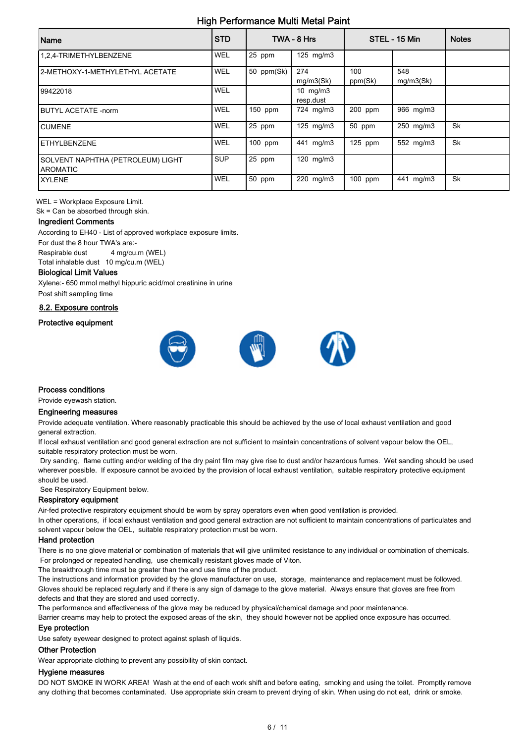## High Performance Multi Metal Paint

| Name | STD | TWA - 8 Hrs | | STEL - 15 Min | | Notes |
|---|---|---|---|---|---|---|
| 1,2,4-TRIMETHYLBENZENE | WEL | 25 ppm | 125 mg/m3 | | | |
| 2-METHOXY-1-METHYLETHYL ACETATE | WEL | 50 ppm(Sk) | 274 mg/m3(Sk) | 100 ppm(Sk) | 548 mg/m3(Sk) | |
| 99422018 | WEL | | 10 mg/m3 resp.dust | | | |
| BUTYL ACETATE -norm | WEL | 150 ppm | 724 mg/m3 | 200 ppm | 966 mg/m3 | |
| CUMENE | WEL | 25 ppm | 125 mg/m3 | 50 ppm | 250 mg/m3 | Sk |
| ETHYLBENZENE | WEL | 100 ppm | 441 mg/m3 | 125 ppm | 552 mg/m3 | Sk |
| SOLVENT NAPHTHA (PETROLEUM) LIGHT AROMATIC | SUP | 25 ppm | 120 mg/m3 | | | |
| XYLENE | WEL | 50 ppm | 220 mg/m3 | 100 ppm | 441 mg/m3 | Sk |

WEL = Workplace Exposure Limit.
Sk = Can be absorbed through skin.

### Ingredient Comments

According to EH40 - List of approved workplace exposure limits.
For dust the 8 hour TWA's are:-
Respirable dust 4 mg/cu.m (WEL)
Total inhalable dust 10 mg/cu.m (WEL)

### Biological Limit Values

Xylene:- 650 mmol methyl hippuric acid/mol creatinine in urine
Post shift sampling time

### 8.2. Exposure controls

### Protective equipment

### Process conditions

Provide eyewash station.

### Engineering measures

Provide adequate ventilation. Where reasonably practicable this should be achieved by the use of local exhaust ventilation and good general extraction.
If local exhaust ventilation and good general extraction are not sufficient to maintain concentrations of solvent vapour below the OEL, suitable respiratory protection must be worn.
Dry sanding, flame cutting and/or welding of the dry paint film may give rise to dust and/or hazardous fumes. Wet sanding should be used wherever possible. If exposure cannot be avoided by the provision of local exhaust ventilation, suitable respiratory protective equipment should be used.
See Respiratory Equipment below.

### Respiratory equipment

Air-fed protective respiratory equipment should be worn by spray operators even when good ventilation is provided.
In other operations, if local exhaust ventilation and good general extraction are not sufficient to maintain concentrations of particulates and solvent vapour below the OEL, suitable respiratory protection must be worn.

### Hand protection

There is no one glove material or combination of materials that will give unlimited resistance to any individual or combination of chemicals.
For prolonged or repeated handling, use chemically resistant gloves made of Viton.
The breakthrough time must be greater than the end use time of the product.
The instructions and information provided by the glove manufacturer on use, storage, maintenance and replacement must be followed.
Gloves should be replaced regularly and if there is any sign of damage to the glove material. Always ensure that gloves are free from defects and that they are stored and used correctly.
The performance and effectiveness of the glove may be reduced by physical/chemical damage and poor maintenance.
Barrier creams may help to protect the exposed areas of the skin, they should however not be applied once exposure has occurred.

### Eye protection

Use safety eyewear designed to protect against splash of liquids.

### Other Protection

Wear appropriate clothing to prevent any possibility of skin contact.

### Hygiene measures

DO NOT SMOKE IN WORK AREA! Wash at the end of each work shift and before eating, smoking and using the toilet. Promptly remove any clothing that becomes contaminated. Use appropriate skin cream to prevent drying of skin. When using do not eat, drink or smoke.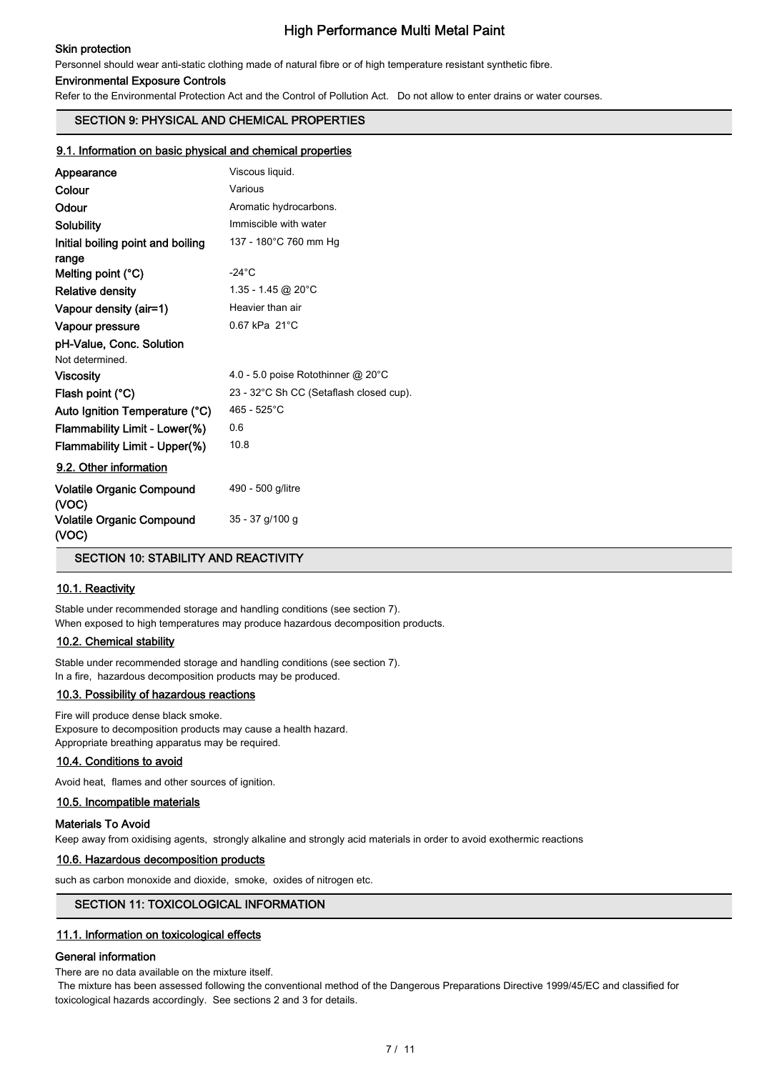**Skin protection**

Personnel should wear anti-static clothing made of natural fibre or of high temperature resistant synthetic fibre.

**Environmental Exposure Controls**

Refer to the Environmental Protection Act and the Control of Pollution Act. Do not allow to enter drains or water courses.

## SECTION 9: PHYSICAL AND CHEMICAL PROPERTIES

### 9.1. Information on basic physical and chemical properties

| | |
|---|---|
| **Appearance** | Viscous liquid. |
| **Colour** | Various |
| **Odour** | Aromatic hydrocarbons. |
| **Solubility** | Immiscible with water |
| **Initial boiling point and boiling range** | 137 - 180°C 760 mm Hg |
| **Melting point (°C)** | -24°C |
| **Relative density** | 1.35 - 1.45 @ 20°C |
| **Vapour density (air=1)** | Heavier than air |
| **Vapour pressure** | 0.67 kPa 21°C |

**pH-Value, Conc. Solution**

Not determined.

| | |
|---|---|
| **Viscosity** | 4.0 - 5.0 poise Rotothinner @ 20°C |
| **Flash point (°C)** | 23 - 32°C Sh CC (Setaflash closed cup). |
| **Auto Ignition Temperature (°C)** | 465 - 525°C |
| **Flammability Limit - Lower(%)** | 0.6 |
| **Flammability Limit - Upper(%)** | 10.8 |

### 9.2. Other information

| | |
|---|---|
| **Volatile Organic Compound (VOC)** | 490 - 500 g/litre |
| **Volatile Organic Compound (VOC)** | 35 - 37 g/100 g |

## SECTION 10: STABILITY AND REACTIVITY

### 10.1. Reactivity

Stable under recommended storage and handling conditions (see section 7).
When exposed to high temperatures may produce hazardous decomposition products.

### 10.2. Chemical stability

Stable under recommended storage and handling conditions (see section 7).
In a fire, hazardous decomposition products may be produced.

### 10.3. Possibility of hazardous reactions

Fire will produce dense black smoke.
Exposure to decomposition products may cause a health hazard.
Appropriate breathing apparatus may be required.

### 10.4. Conditions to avoid

Avoid heat, flames and other sources of ignition.

### 10.5. Incompatible materials

**Materials To Avoid**

Keep away from oxidising agents, strongly alkaline and strongly acid materials in order to avoid exothermic reactions

### 10.6. Hazardous decomposition products

such as carbon monoxide and dioxide, smoke, oxides of nitrogen etc.

## SECTION 11: TOXICOLOGICAL INFORMATION

### 11.1. Information on toxicological effects

**General information**

There are no data available on the mixture itself.
The mixture has been assessed following the conventional method of the Dangerous Preparations Directive 1999/45/EC and classified for toxicological hazards accordingly. See sections 2 and 3 for details.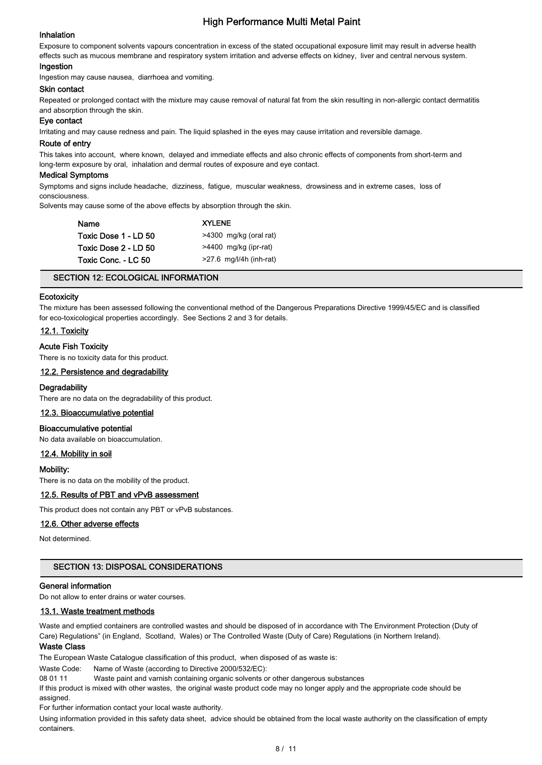### Inhalation

Exposure to component solvents vapours concentration in excess of the stated occupational exposure limit may result in adverse health effects such as mucous membrane and respiratory system irritation and adverse effects on kidney, liver and central nervous system.

### Ingestion

Ingestion may cause nausea, diarrhoea and vomiting.

### Skin contact

Repeated or prolonged contact with the mixture may cause removal of natural fat from the skin resulting in non-allergic contact dermatitis and absorption through the skin.

### Eye contact

Irritating and may cause redness and pain. The liquid splashed in the eyes may cause irritation and reversible damage.

### Route of entry

This takes into account, where known, delayed and immediate effects and also chronic effects of components from short-term and long-term exposure by oral, inhalation and dermal routes of exposure and eye contact.

### Medical Symptoms

Symptoms and signs include headache, dizziness, fatigue, muscular weakness, drowsiness and in extreme cases, loss of consciousness.

Solvents may cause some of the above effects by absorption through the skin.

| Name | XYLENE |
|---|---|
| Toxic Dose 1 - LD 50 | >4300 mg/kg (oral rat) |
| Toxic Dose 2 - LD 50 | >4400 mg/kg (ipr-rat) |
| Toxic Conc. - LC 50 | >27.6 mg/l/4h (inh-rat) |

## SECTION 12: ECOLOGICAL INFORMATION

### Ecotoxicity

The mixture has been assessed following the conventional method of the Dangerous Preparations Directive 1999/45/EC and is classified for eco-toxicological properties accordingly. See Sections 2 and 3 for details.

### 12.1. Toxicity

**Acute Fish Toxicity**

There is no toxicity data for this product.

### 12.2. Persistence and degradability

**Degradability**

There are no data on the degradability of this product.

### 12.3. Bioaccumulative potential

**Bioaccumulative potential**

No data available on bioaccumulation.

### 12.4. Mobility in soil

**Mobility:**

There is no data on the mobility of the product.

### 12.5. Results of PBT and vPvB assessment

This product does not contain any PBT or vPvB substances.

### 12.6. Other adverse effects

Not determined.

## SECTION 13: DISPOSAL CONSIDERATIONS

### General information

Do not allow to enter drains or water courses.

### 13.1. Waste treatment methods

Waste and emptied containers are controlled wastes and should be disposed of in accordance with The Environment Protection (Duty of Care) Regulations" (in England, Scotland, Wales) or The Controlled Waste (Duty of Care) Regulations (in Northern Ireland).

### Waste Class

The European Waste Catalogue classification of this product, when disposed of as waste is:

Waste Code: Name of Waste (according to Directive 2000/532/EC):

08 01 11 Waste paint and varnish containing organic solvents or other dangerous substances

If this product is mixed with other wastes, the original waste product code may no longer apply and the appropriate code should be assigned.

For further information contact your local waste authority.

Using information provided in this safety data sheet, advice should be obtained from the local waste authority on the classification of empty containers.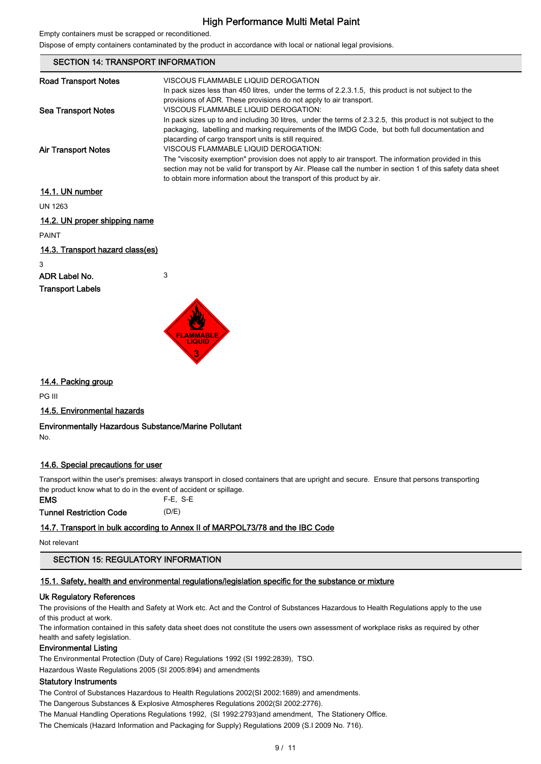Empty containers must be scrapped or reconditioned.

Dispose of empty containers contaminated by the product in accordance with local or national legal provisions.

## SECTION 14: TRANSPORT INFORMATION

**Road Transport Notes**
VISCOUS FLAMMABLE LIQUID DEROGATION
In pack sizes less than 450 litres, under the terms of 2.2.3.1.5, this product is not subject to the provisions of ADR. These provisions do not apply to air transport.

**Sea Transport Notes**
VISCOUS FLAMMABLE LIQUID DEROGATION:
In pack sizes up to and including 30 litres, under the terms of 2.3.2.5, this product is not subject to the packaging, labelling and marking requirements of the IMDG Code, but both full documentation and placarding of cargo transport units is still required.

**Air Transport Notes**
VISCOUS FLAMMABLE LIQUID DEROGATION:
The "viscosity exemption" provision does not apply to air transport. The information provided in this section may not be valid for transport by Air. Please call the number in section 1 of this safety data sheet to obtain more information about the transport of this product by air.

### 14.1. UN number

UN 1263

### 14.2. UN proper shipping name

PAINT

### 14.3. Transport hazard class(es)

3

**ADR Label No.** 3

**Transport Labels**

FLAMMABLE LIQUID 3

### 14.4. Packing group

PG III

### 14.5. Environmental hazards

**Environmentally Hazardous Substance/Marine Pollutant**

No.

### 14.6. Special precautions for user

Transport within the user's premises: always transport in closed containers that are upright and secure. Ensure that persons transporting the product know what to do in the event of accident or spillage.

**EMS** F-E, S-E

**Tunnel Restriction Code** (D/E)

### 14.7. Transport in bulk according to Annex II of MARPOL73/78 and the IBC Code

Not relevant

## SECTION 15: REGULATORY INFORMATION

### 15.1. Safety, health and environmental regulations/legislation specific for the substance or mixture

**Uk Regulatory References**

The provisions of the Health and Safety at Work etc. Act and the Control of Substances Hazardous to Health Regulations apply to the use of this product at work.

The information contained in this safety data sheet does not constitute the users own assessment of workplace risks as required by other health and safety legislation.

**Environmental Listing**

The Environmental Protection (Duty of Care) Regulations 1992 (SI 1992:2839), TSO.

Hazardous Waste Regulations 2005 (SI 2005:894) and amendments

**Statutory Instruments**

The Control of Substances Hazardous to Health Regulations 2002(SI 2002:1689) and amendments.

The Dangerous Substances & Explosive Atmospheres Regulations 2002(SI 2002:2776).

The Manual Handling Operations Regulations 1992, (SI 1992:2793)and amendment, The Stationery Office.

The Chemicals (Hazard Information and Packaging for Supply) Regulations 2009 (S.I 2009 No. 716).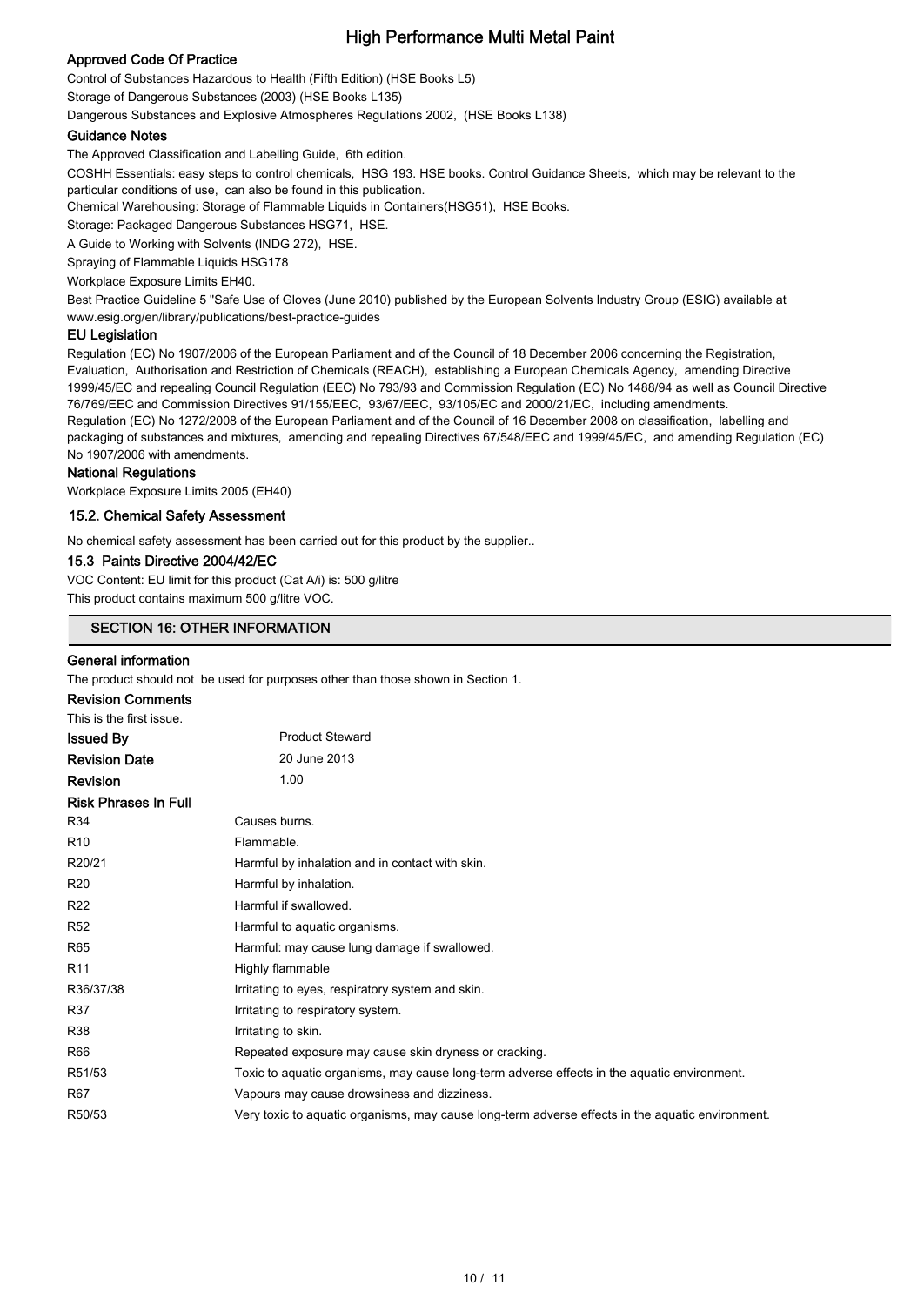### Approved Code Of Practice

Control of Substances Hazardous to Health (Fifth Edition) (HSE Books L5)

Storage of Dangerous Substances (2003) (HSE Books L135)

Dangerous Substances and Explosive Atmospheres Regulations 2002, (HSE Books L138)

### Guidance Notes

The Approved Classification and Labelling Guide, 6th edition.

COSHH Essentials: easy steps to control chemicals, HSG 193. HSE books. Control Guidance Sheets, which may be relevant to the particular conditions of use, can also be found in this publication.

Chemical Warehousing: Storage of Flammable Liquids in Containers(HSG51), HSE Books.

Storage: Packaged Dangerous Substances HSG71, HSE.

A Guide to Working with Solvents (INDG 272), HSE.

Spraying of Flammable Liquids HSG178

Workplace Exposure Limits EH40.

Best Practice Guideline 5 "Safe Use of Gloves (June 2010) published by the European Solvents Industry Group (ESIG) available at www.esig.org/en/library/publications/best-practice-guides

### EU Legislation

Regulation (EC) No 1907/2006 of the European Parliament and of the Council of 18 December 2006 concerning the Registration, Evaluation, Authorisation and Restriction of Chemicals (REACH), establishing a European Chemicals Agency, amending Directive 1999/45/EC and repealing Council Regulation (EEC) No 793/93 and Commission Regulation (EC) No 1488/94 as well as Council Directive 76/769/EEC and Commission Directives 91/155/EEC, 93/67/EEC, 93/105/EC and 2000/21/EC, including amendments.

Regulation (EC) No 1272/2008 of the European Parliament and of the Council of 16 December 2008 on classification, labelling and packaging of substances and mixtures, amending and repealing Directives 67/548/EEC and 1999/45/EC, and amending Regulation (EC) No 1907/2006 with amendments.

### National Regulations

Workplace Exposure Limits 2005 (EH40)

### 15.2. Chemical Safety Assessment

No chemical safety assessment has been carried out for this product by the supplier..

### 15.3 Paints Directive 2004/42/EC

VOC Content: EU limit for this product (Cat A/i) is: 500 g/litre

This product contains maximum 500 g/litre VOC.

## SECTION 16: OTHER INFORMATION

### General information

The product should not be used for purposes other than those shown in Section 1.

### Revision Comments

This is the first issue.

| | |
|---|---|
| **Issued By** | Product Steward |
| **Revision Date** | 20 June 2013 |
| **Revision** | 1.00 |

### Risk Phrases In Full

| | |
|---|---|
| R34 | Causes burns. |
| R10 | Flammable. |
| R20/21 | Harmful by inhalation and in contact with skin. |
| R20 | Harmful by inhalation. |
| R22 | Harmful if swallowed. |
| R52 | Harmful to aquatic organisms. |
| R65 | Harmful: may cause lung damage if swallowed. |
| R11 | Highly flammable |
| R36/37/38 | Irritating to eyes, respiratory system and skin. |
| R37 | Irritating to respiratory system. |
| R38 | Irritating to skin. |
| R66 | Repeated exposure may cause skin dryness or cracking. |
| R51/53 | Toxic to aquatic organisms, may cause long-term adverse effects in the aquatic environment. |
| R67 | Vapours may cause drowsiness and dizziness. |
| R50/53 | Very toxic to aquatic organisms, may cause long-term adverse effects in the aquatic environment. |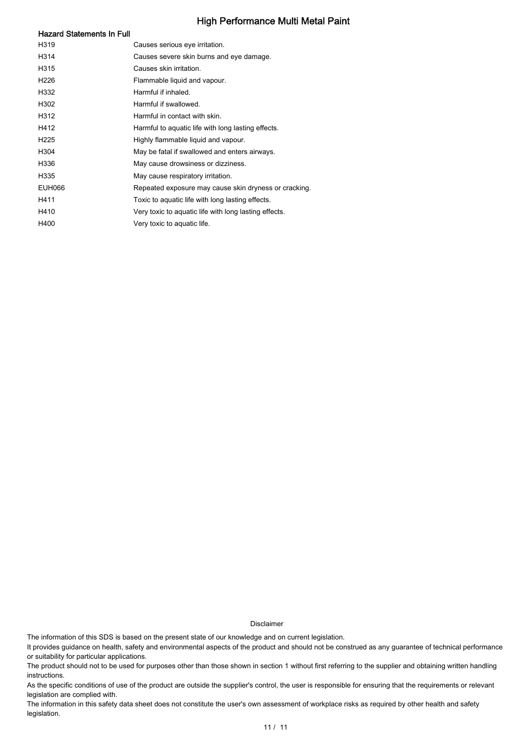## Hazard Statements In Full

| | |
|---|---|
| H319 | Causes serious eye irritation. |
| H314 | Causes severe skin burns and eye damage. |
| H315 | Causes skin irritation. |
| H226 | Flammable liquid and vapour. |
| H332 | Harmful if inhaled. |
| H302 | Harmful if swallowed. |
| H312 | Harmful in contact with skin. |
| H412 | Harmful to aquatic life with long lasting effects. |
| H225 | Highly flammable liquid and vapour. |
| H304 | May be fatal if swallowed and enters airways. |
| H336 | May cause drowsiness or dizziness. |
| H335 | May cause respiratory irritation. |
| EUH066 | Repeated exposure may cause skin dryness or cracking. |
| H411 | Toxic to aquatic life with long lasting effects. |
| H410 | Very toxic to aquatic life with long lasting effects. |
| H400 | Very toxic to aquatic life. |

Disclaimer

The information of this SDS is based on the present state of our knowledge and on current legislation.

It provides guidance on health, safety and environmental aspects of the product and should not be construed as any guarantee of technical performance or suitability for particular applications.

The product should not to be used for purposes other than those shown in section 1 without first referring to the supplier and obtaining written handling instructions.

As the specific conditions of use of the product are outside the supplier's control, the user is responsible for ensuring that the requirements or relevant legislation are complied with.

The information in this safety data sheet does not constitute the user's own assessment of workplace risks as required by other health and safety legislation.